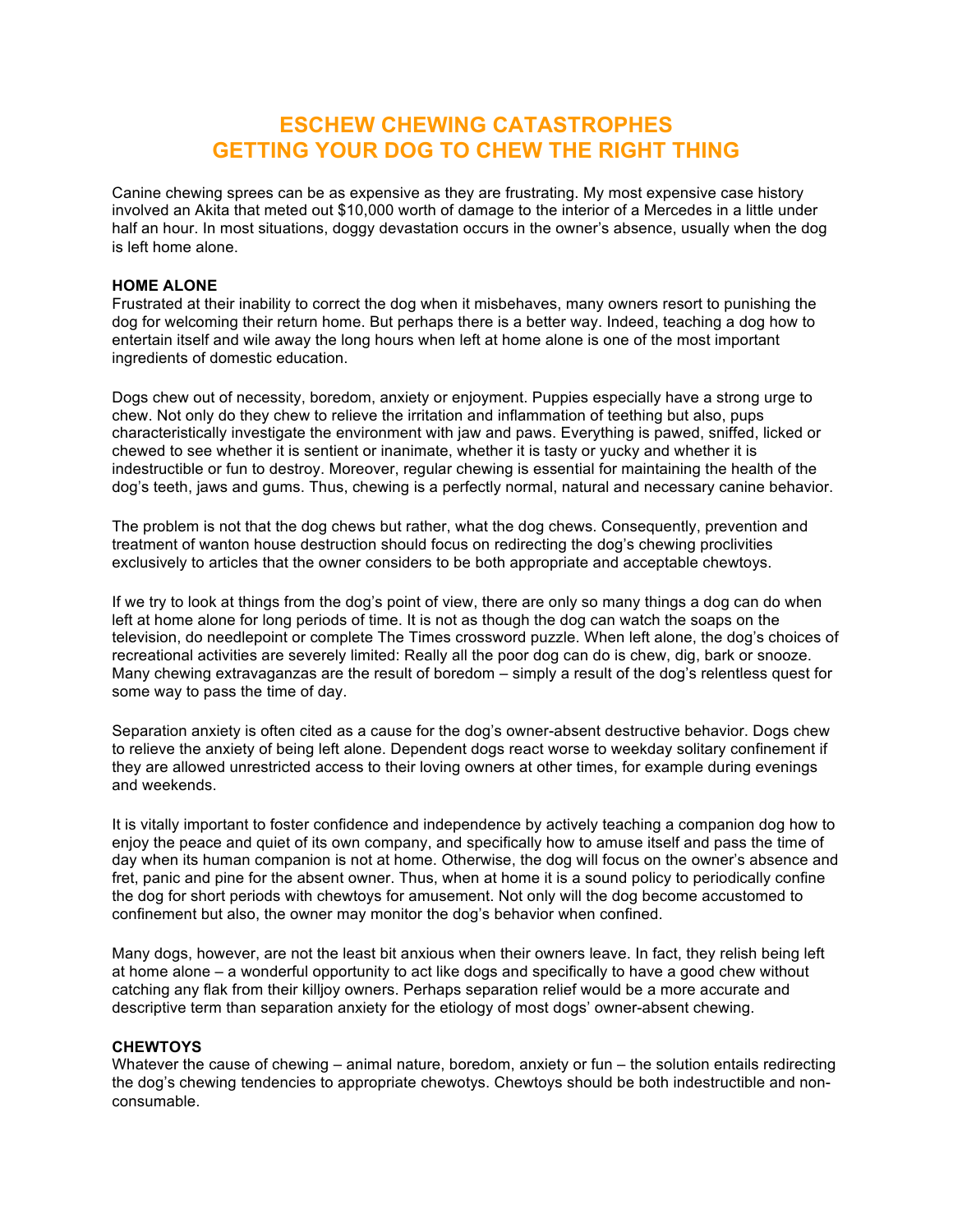# ESCHEW CHEWING CATASTROPHES
# GETTING YOUR DOG TO CHEW THE RIGHT THING

Canine chewing sprees can be as expensive as they are frustrating. My most expensive case history involved an Akita that meted out $10,000 worth of damage to the interior of a Mercedes in a little under half an hour. In most situations, doggy devastation occurs in the owner's absence, usually when the dog is left home alone.

**HOME ALONE**

Frustrated at their inability to correct the dog when it misbehaves, many owners resort to punishing the dog for welcoming their return home. But perhaps there is a better way. Indeed, teaching a dog how to entertain itself and wile away the long hours when left at home alone is one of the most important ingredients of domestic education.

Dogs chew out of necessity, boredom, anxiety or enjoyment. Puppies especially have a strong urge to chew. Not only do they chew to relieve the irritation and inflammation of teething but also, pups characteristically investigate the environment with jaw and paws. Everything is pawed, sniffed, licked or chewed to see whether it is sentient or inanimate, whether it is tasty or yucky and whether it is indestructible or fun to destroy. Moreover, regular chewing is essential for maintaining the health of the dog's teeth, jaws and gums. Thus, chewing is a perfectly normal, natural and necessary canine behavior.

The problem is not that the dog chews but rather, what the dog chews. Consequently, prevention and treatment of wanton house destruction should focus on redirecting the dog's chewing proclivities exclusively to articles that the owner considers to be both appropriate and acceptable chewtoys.

If we try to look at things from the dog's point of view, there are only so many things a dog can do when left at home alone for long periods of time. It is not as though the dog can watch the soaps on the television, do needlepoint or complete The Times crossword puzzle. When left alone, the dog's choices of recreational activities are severely limited: Really all the poor dog can do is chew, dig, bark or snooze. Many chewing extravaganzas are the result of boredom – simply a result of the dog's relentless quest for some way to pass the time of day.

Separation anxiety is often cited as a cause for the dog's owner-absent destructive behavior. Dogs chew to relieve the anxiety of being left alone. Dependent dogs react worse to weekday solitary confinement if they are allowed unrestricted access to their loving owners at other times, for example during evenings and weekends.

It is vitally important to foster confidence and independence by actively teaching a companion dog how to enjoy the peace and quiet of its own company, and specifically how to amuse itself and pass the time of day when its human companion is not at home. Otherwise, the dog will focus on the owner's absence and fret, panic and pine for the absent owner. Thus, when at home it is a sound policy to periodically confine the dog for short periods with chewtoys for amusement. Not only will the dog become accustomed to confinement but also, the owner may monitor the dog's behavior when confined.

Many dogs, however, are not the least bit anxious when their owners leave. In fact, they relish being left at home alone – a wonderful opportunity to act like dogs and specifically to have a good chew without catching any flak from their killjoy owners. Perhaps separation relief would be a more accurate and descriptive term than separation anxiety for the etiology of most dogs' owner-absent chewing.

**CHEWTOYS**

Whatever the cause of chewing – animal nature, boredom, anxiety or fun – the solution entails redirecting the dog's chewing tendencies to appropriate chewotys. Chewtoys should be both indestructible and non-consumable.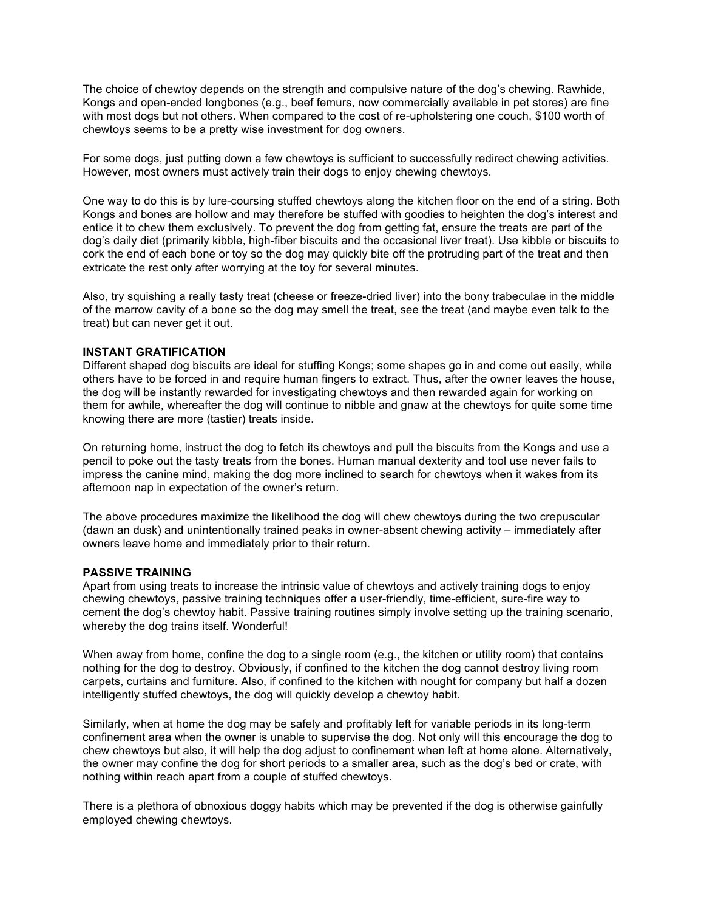The choice of chewtoy depends on the strength and compulsive nature of the dog's chewing. Rawhide, Kongs and open-ended longbones (e.g., beef femurs, now commercially available in pet stores) are fine with most dogs but not others. When compared to the cost of re-upholstering one couch, $100 worth of chewtoys seems to be a pretty wise investment for dog owners.

For some dogs, just putting down a few chewtoys is sufficient to successfully redirect chewing activities. However, most owners must actively train their dogs to enjoy chewing chewtoys.

One way to do this is by lure-coursing stuffed chewtoys along the kitchen floor on the end of a string. Both Kongs and bones are hollow and may therefore be stuffed with goodies to heighten the dog's interest and entice it to chew them exclusively. To prevent the dog from getting fat, ensure the treats are part of the dog's daily diet (primarily kibble, high-fiber biscuits and the occasional liver treat). Use kibble or biscuits to cork the end of each bone or toy so the dog may quickly bite off the protruding part of the treat and then extricate the rest only after worrying at the toy for several minutes.

Also, try squishing a really tasty treat (cheese or freeze-dried liver) into the bony trabeculae in the middle of the marrow cavity of a bone so the dog may smell the treat, see the treat (and maybe even talk to the treat) but can never get it out.

**INSTANT GRATIFICATION**

Different shaped dog biscuits are ideal for stuffing Kongs; some shapes go in and come out easily, while others have to be forced in and require human fingers to extract. Thus, after the owner leaves the house, the dog will be instantly rewarded for investigating chewtoys and then rewarded again for working on them for awhile, whereafter the dog will continue to nibble and gnaw at the chewtoys for quite some time knowing there are more (tastier) treats inside.

On returning home, instruct the dog to fetch its chewtoys and pull the biscuits from the Kongs and use a pencil to poke out the tasty treats from the bones. Human manual dexterity and tool use never fails to impress the canine mind, making the dog more inclined to search for chewtoys when it wakes from its afternoon nap in expectation of the owner's return.

The above procedures maximize the likelihood the dog will chew chewtoys during the two crepuscular (dawn an dusk) and unintentionally trained peaks in owner-absent chewing activity – immediately after owners leave home and immediately prior to their return.

**PASSIVE TRAINING**

Apart from using treats to increase the intrinsic value of chewtoys and actively training dogs to enjoy chewing chewtoys, passive training techniques offer a user-friendly, time-efficient, sure-fire way to cement the dog's chewtoy habit. Passive training routines simply involve setting up the training scenario, whereby the dog trains itself. Wonderful!

When away from home, confine the dog to a single room (e.g., the kitchen or utility room) that contains nothing for the dog to destroy. Obviously, if confined to the kitchen the dog cannot destroy living room carpets, curtains and furniture. Also, if confined to the kitchen with nought for company but half a dozen intelligently stuffed chewtoys, the dog will quickly develop a chewtoy habit.

Similarly, when at home the dog may be safely and profitably left for variable periods in its long-term confinement area when the owner is unable to supervise the dog. Not only will this encourage the dog to chew chewtoys but also, it will help the dog adjust to confinement when left at home alone. Alternatively, the owner may confine the dog for short periods to a smaller area, such as the dog's bed or crate, with nothing within reach apart from a couple of stuffed chewtoys.

There is a plethora of obnoxious doggy habits which may be prevented if the dog is otherwise gainfully employed chewing chewtoys.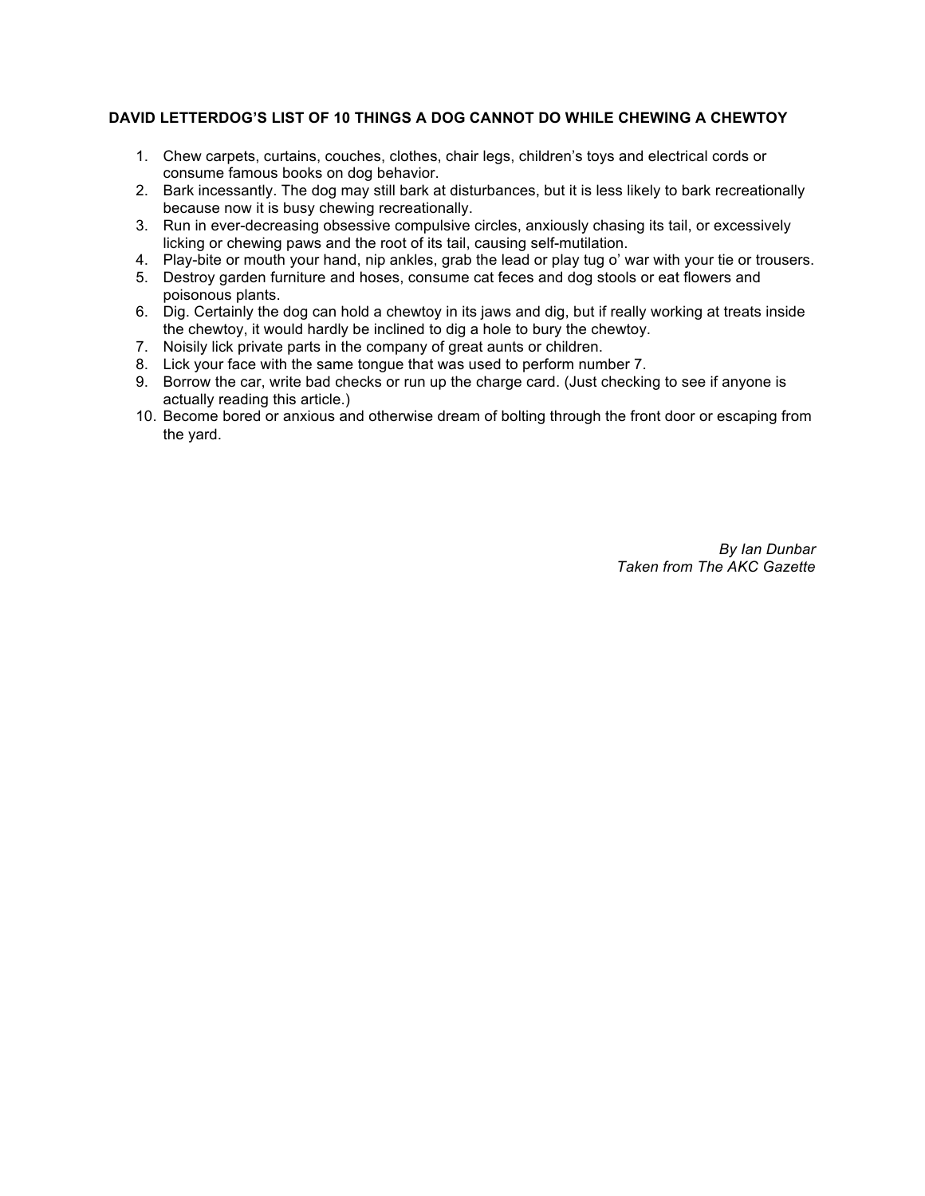**DAVID LETTERDOG'S LIST OF 10 THINGS A DOG CANNOT DO WHILE CHEWING A CHEWTOY**

1. Chew carpets, curtains, couches, clothes, chair legs, children's toys and electrical cords or consume famous books on dog behavior.
2. Bark incessantly. The dog may still bark at disturbances, but it is less likely to bark recreationally because now it is busy chewing recreationally.
3. Run in ever-decreasing obsessive compulsive circles, anxiously chasing its tail, or excessively licking or chewing paws and the root of its tail, causing self-mutilation.
4. Play-bite or mouth your hand, nip ankles, grab the lead or play tug o' war with your tie or trousers.
5. Destroy garden furniture and hoses, consume cat feces and dog stools or eat flowers and poisonous plants.
6. Dig. Certainly the dog can hold a chewtoy in its jaws and dig, but if really working at treats inside the chewtoy, it would hardly be inclined to dig a hole to bury the chewtoy.
7. Noisily lick private parts in the company of great aunts or children.
8. Lick your face with the same tongue that was used to perform number 7.
9. Borrow the car, write bad checks or run up the charge card. (Just checking to see if anyone is actually reading this article.)
10. Become bored or anxious and otherwise dream of bolting through the front door or escaping from the yard.

*By Ian Dunbar*
*Taken from The AKC Gazette*